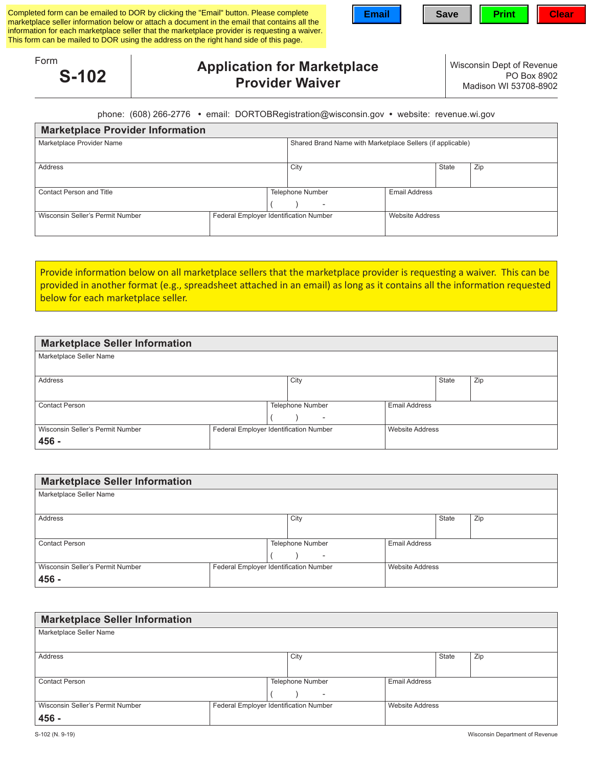Completed form can be emailed to DOR by clicking the "Email" button. Please complete marketplace seller information below or attach a document in the email that contains all the information for each marketplace seller that the marketplace provider is requesting a waiver. This form can be mailed to DOR using the address on the right hand side of this page.

Email | Save | Print | Clear

Form **S-102**

# Application for Marketplace Provider Waiver

Wisconsin Dept of Revenue
PO Box 8902
Madison WI 53708-8902

phone: (608) 266-2776 • email: DORTOBRegistration@wisconsin.gov • website: revenue.wi.gov

## Marketplace Provider Information

| Marketplace Provider Name | | Shared Brand Name with Marketplace Sellers (if applicable) | | |
|---|---|---|---|---|
| Address | | City | State | Zip |
| Contact Person and Title | Telephone Number ( ) - | Email Address | | |
| Wisconsin Seller's Permit Number | Federal Employer Identification Number | Website Address | | |

Provide information below on all marketplace sellers that the marketplace provider is requesting a waiver. This can be provided in another format (e.g., spreadsheet attached in an email) as long as it contains all the information requested below for each marketplace seller.

## Marketplace Seller Information

| Marketplace Seller Name | | | | |
|---|---|---|---|---|
| Address | | City | State | Zip |
| Contact Person | Telephone Number ( ) - | Email Address | | |
| Wisconsin Seller's Permit Number 456 - | Federal Employer Identification Number | Website Address | | |

## Marketplace Seller Information

| Marketplace Seller Name | | | | |
|---|---|---|---|---|
| Address | | City | State | Zip |
| Contact Person | Telephone Number ( ) - | Email Address | | |
| Wisconsin Seller's Permit Number 456 - | Federal Employer Identification Number | Website Address | | |

## Marketplace Seller Information

| Marketplace Seller Name | | | | |
|---|---|---|---|---|
| Address | | City | State | Zip |
| Contact Person | Telephone Number ( ) - | Email Address | | |
| Wisconsin Seller's Permit Number 456 - | Federal Employer Identification Number | Website Address | | |

S-102 (N. 9-19) Wisconsin Department of Revenue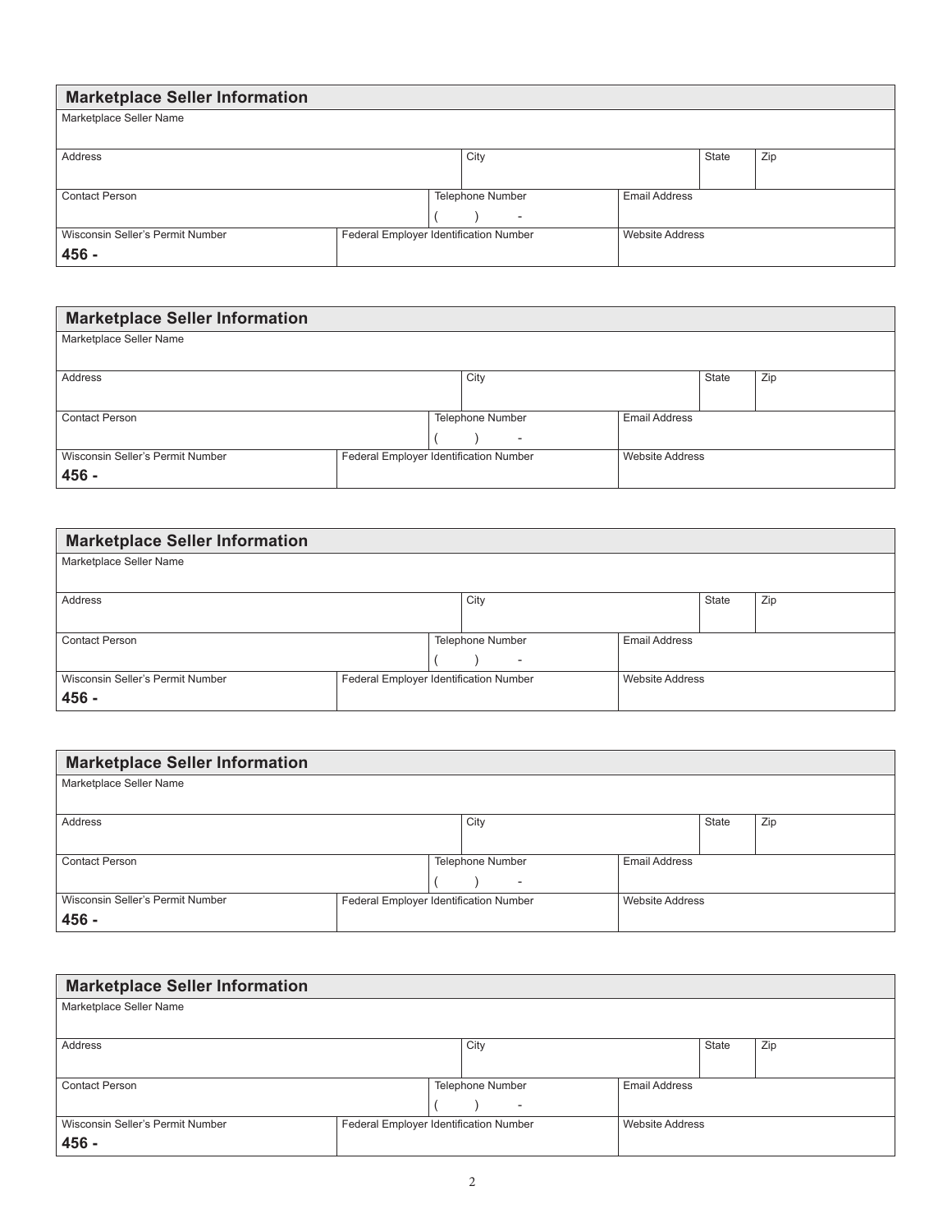## Marketplace Seller Information

| Marketplace Seller Name | | | | |
|---|---|---|---|---|
| Address | | City | State | Zip |
| Contact Person | | Telephone Number ( ) - | Email Address | |
| Wisconsin Seller's Permit Number **456 -** | Federal Employer Identification Number | | Website Address | |

## Marketplace Seller Information

| Marketplace Seller Name | | | | |
|---|---|---|---|---|
| Address | | City | State | Zip |
| Contact Person | | Telephone Number ( ) - | Email Address | |
| Wisconsin Seller's Permit Number **456 -** | Federal Employer Identification Number | | Website Address | |

## Marketplace Seller Information

| Marketplace Seller Name | | | | |
|---|---|---|---|---|
| Address | | City | State | Zip |
| Contact Person | | Telephone Number ( ) - | Email Address | |
| Wisconsin Seller's Permit Number **456 -** | Federal Employer Identification Number | | Website Address | |

## Marketplace Seller Information

| Marketplace Seller Name | | | | |
|---|---|---|---|---|
| Address | | City | State | Zip |
| Contact Person | | Telephone Number ( ) - | Email Address | |
| Wisconsin Seller's Permit Number **456 -** | Federal Employer Identification Number | | Website Address | |

## Marketplace Seller Information

| Marketplace Seller Name | | | | |
|---|---|---|---|---|
| Address | | City | State | Zip |
| Contact Person | | Telephone Number ( ) - | Email Address | |
| Wisconsin Seller's Permit Number **456 -** | Federal Employer Identification Number | | Website Address | |